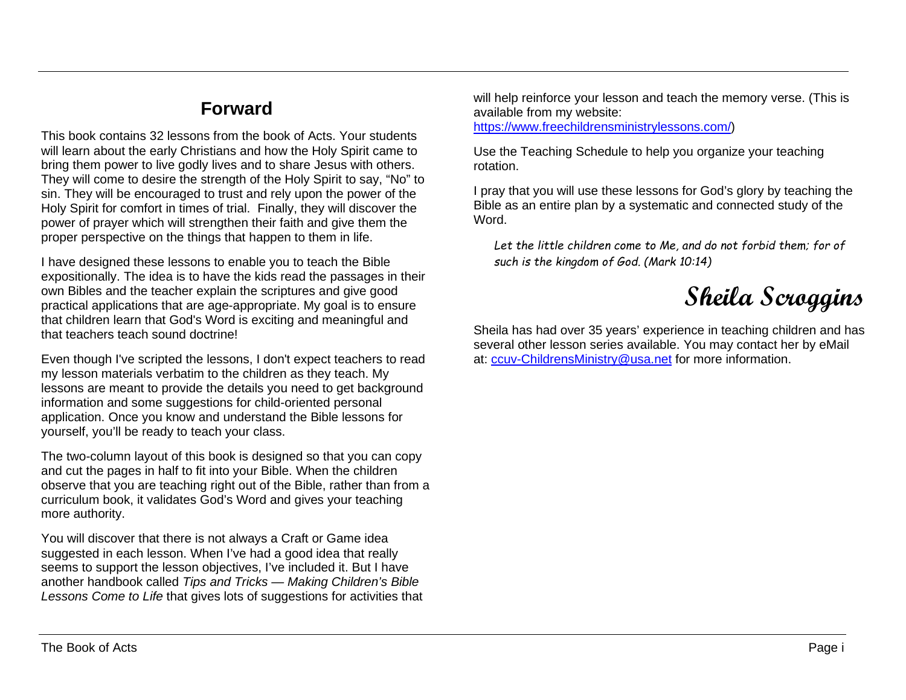## Forward

This book contains 32 lessons from the book of Acts. Your students will learn about the early Christians and how the Holy Spirit came to bring them power to live godly lives and to share Jesus with others. They will come to desire the strength of the Holy Spirit to say, "No" to sin. They will be encouraged to trust and rely upon the power of the Holy Spirit for comfort in times of trial. Finally, they will discover the power of prayer which will strengthen their faith and give them the proper perspective on the things that happen to them in life.

I have designed these lessons to enable you to teach the Bible expositionally. The idea is to have the kids read the passages in their own Bibles and the teacher explain the scriptures and give good practical applications that are age-appropriate. My goal is to ensure that children learn that God's Word is exciting and meaningful and that teachers teach sound doctrine!

Even though I've scripted the lessons, I don't expect teachers to read my lesson materials verbatim to the children as they teach. My lessons are meant to provide the details you need to get background information and some suggestions for child-oriented personal application. Once you know and understand the Bible lessons for yourself, you'll be ready to teach your class.

The two-column layout of this book is designed so that you can copy and cut the pages in half to fit into your Bible. When the children observe that you are teaching right out of the Bible, rather than from a curriculum book, it validates God's Word and gives your teaching more authority.

You will discover that there is not always a Craft or Game idea suggested in each lesson. When I've had a good idea that really seems to support the lesson objectives, I've included it. But I have another handbook called *Tips and Tricks — Making Children's Bible Lessons Come to Life* that gives lots of suggestions for activities that will help reinforce your lesson and teach the memory verse. (This is available from my website: https://www.freechildrensministrylessons.com/)

Use the Teaching Schedule to help you organize your teaching rotation.

I pray that you will use these lessons for God's glory by teaching the Bible as an entire plan by a systematic and connected study of the Word.

> *Let the little children come to Me, and do not forbid them; for of such is the kingdom of God. (Mark 10:14)*

**Sheila Scroggins**

Sheila has had over 35 years' experience in teaching children and has several other lesson series available. You may contact her by eMail at: ccuv-ChildrensMinistry@usa.net for more information.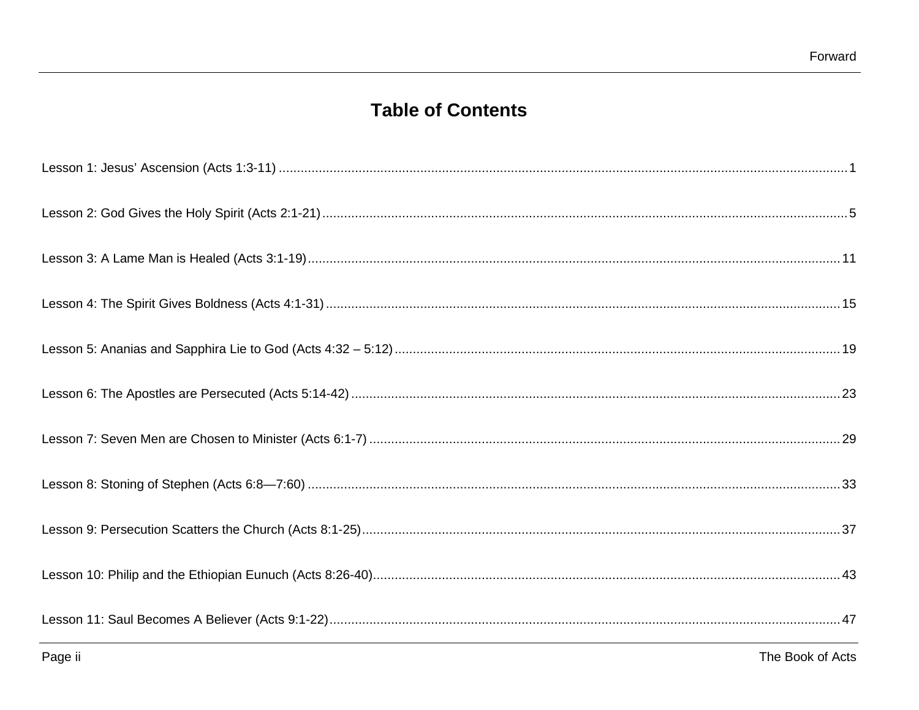# Table of Contents

Lesson 1: Jesus' Ascension (Acts 1:3-11) ........................................................ 1

Lesson 2: God Gives the Holy Spirit (Acts 2:1-21) ........................................................ 5

Lesson 3: A Lame Man is Healed (Acts 3:1-19) ........................................................ 11

Lesson 4: The Spirit Gives Boldness (Acts 4:1-31) ........................................................ 15

Lesson 5: Ananias and Sapphira Lie to God (Acts 4:32 – 5:12) ........................................................ 19

Lesson 6: The Apostles are Persecuted (Acts 5:14-42) ........................................................ 23

Lesson 7: Seven Men are Chosen to Minister (Acts 6:1-7) ........................................................ 29

Lesson 8: Stoning of Stephen (Acts 6:8—7:60) ........................................................ 33

Lesson 9: Persecution Scatters the Church (Acts 8:1-25) ........................................................ 37

Lesson 10: Philip and the Ethiopian Eunuch (Acts 8:26-40) ........................................................ 43

Lesson 11: Saul Becomes A Believer (Acts 9:1-22) ........................................................ 47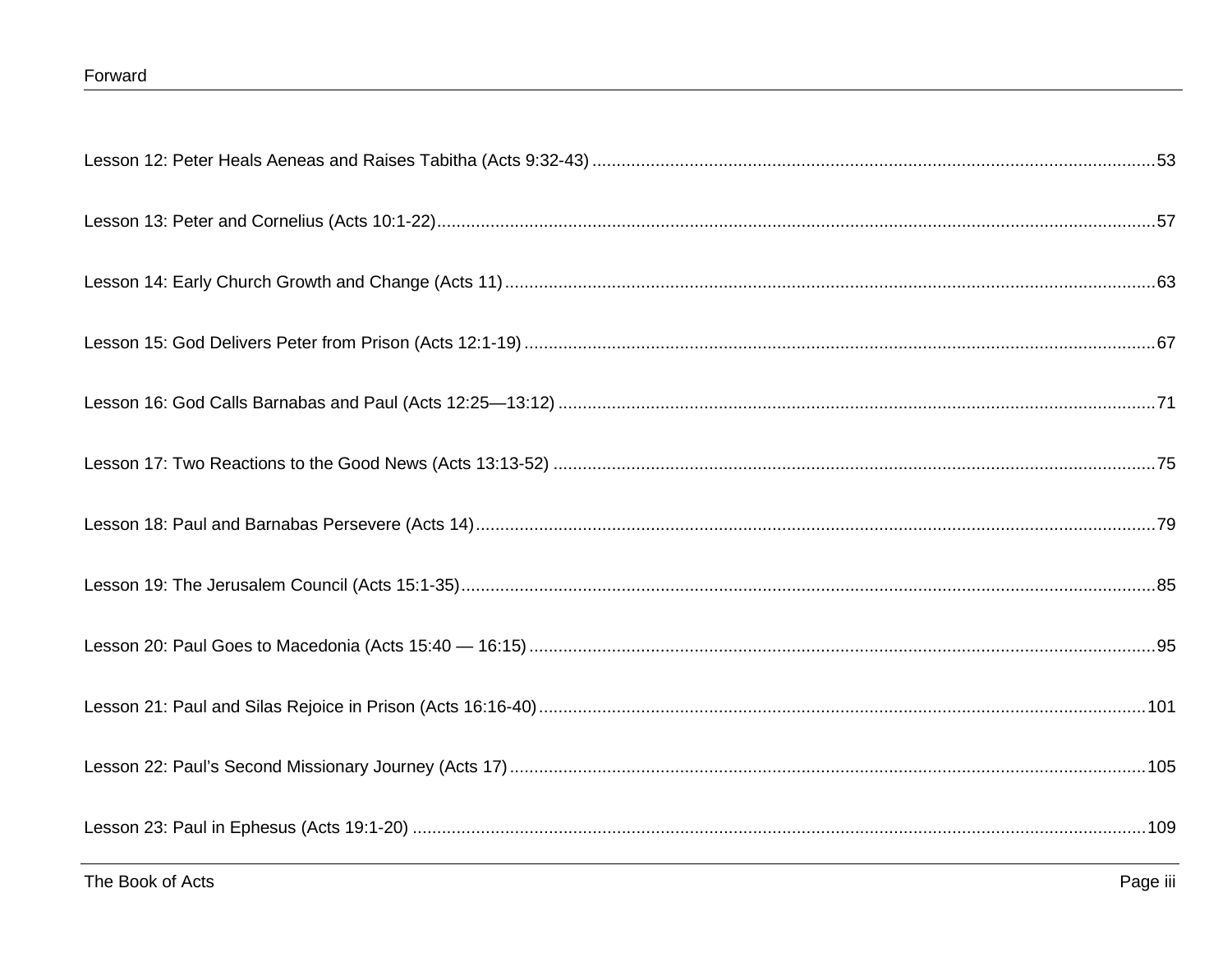Lesson 12: Peter Heals Aeneas and Raises Tabitha (Acts 9:32-43) ....................................................................................................................53

Lesson 13: Peter and Cornelius (Acts 10:1-22)....................................................................................................................................................57

Lesson 14: Early Church Growth and Change (Acts 11).......................................................................................................................................63

Lesson 15: God Delivers Peter from Prison (Acts 12:1-19) ..................................................................................................................................67

Lesson 16: God Calls Barnabas and Paul (Acts 12:25—13:12) ...........................................................................................................................71

Lesson 17: Two Reactions to the Good News (Acts 13:13-52) ............................................................................................................................75

Lesson 18: Paul and Barnabas Persevere (Acts 14).............................................................................................................................................79

Lesson 19: The Jerusalem Council (Acts 15:1-35)...............................................................................................................................................85

Lesson 20: Paul Goes to Macedonia (Acts 15:40 — 16:15).................................................................................................................................95

Lesson 21: Paul and Silas Rejoice in Prison (Acts 16:16-40).............................................................................................................................101

Lesson 22: Paul's Second Missionary Journey (Acts 17)...................................................................................................................................105

Lesson 23: Paul in Ephesus (Acts 19:1-20) .......................................................................................................................................................109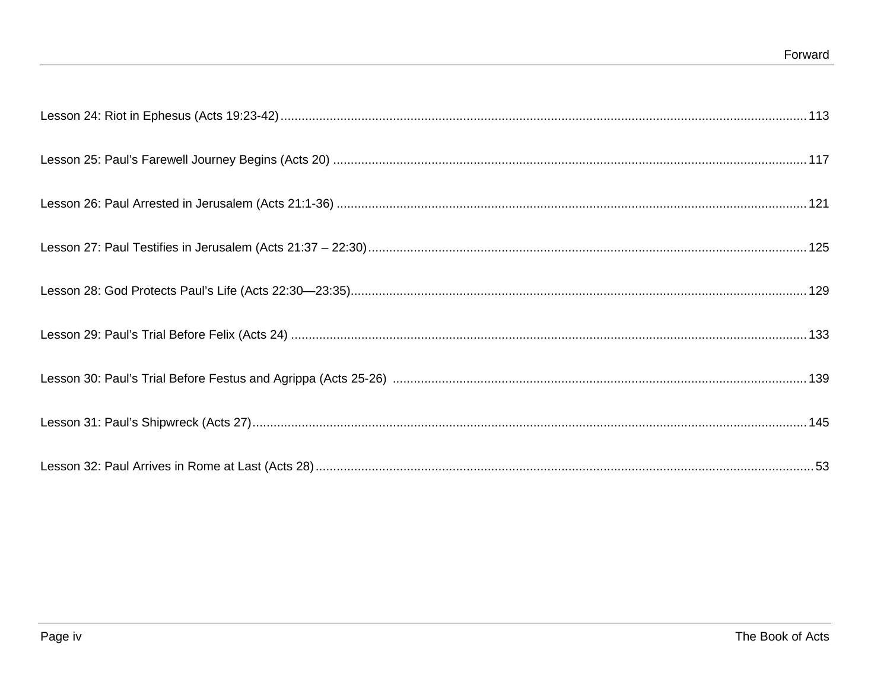Lesson 24: Riot in Ephesus (Acts 19:23-42) ........................................................................................................................................ 113

Lesson 25: Paul's Farewell Journey Begins (Acts 20) ........................................................................................................................ 117

Lesson 26: Paul Arrested in Jerusalem (Acts 21:1-36) ....................................................................................................................... 121

Lesson 27: Paul Testifies in Jerusalem (Acts 21:37 – 22:30) ............................................................................................................. 125

Lesson 28: God Protects Paul's Life (Acts 22:30—23:35) ................................................................................................................... 129

Lesson 29: Paul's Trial Before Felix (Acts 24) .................................................................................................................................... 133

Lesson 30: Paul's Trial Before Festus and Agrippa (Acts 25-26) ....................................................................................................... 139

Lesson 31: Paul's Shipwreck (Acts 27) .............................................................................................................................................. 145

Lesson 32: Paul Arrives in Rome at Last (Acts 28) ............................................................................................................................. 53